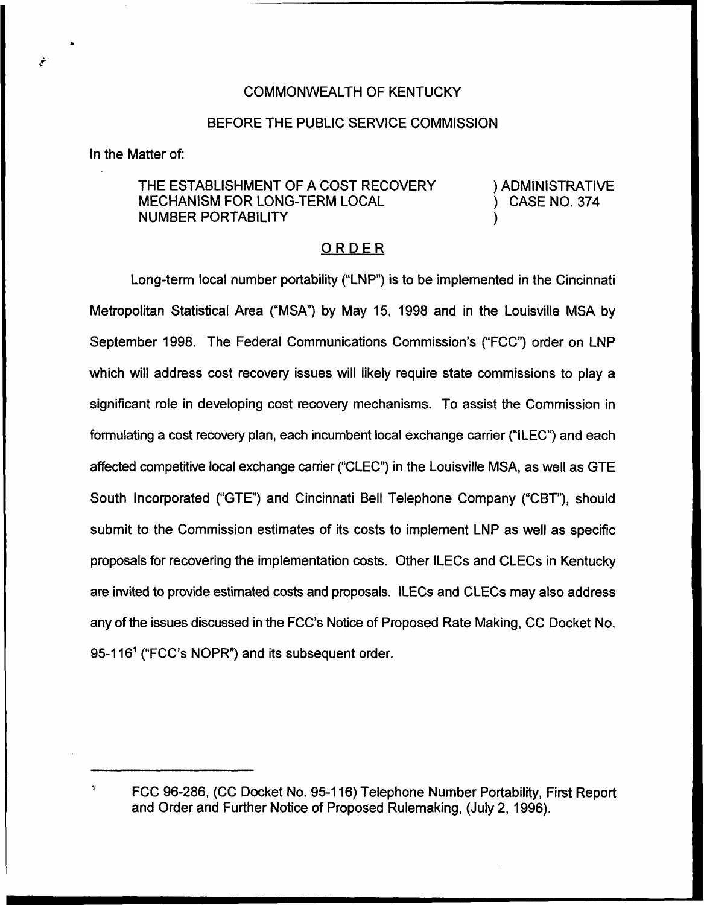COMMONWEALTH OF KENTUCKY

BEFORE THE PUBLIC SERVICE COMMISSION

In the Matter of:

THE ESTABLISHMENT OF A COST RECOVERY MECHANISM FOR LONG-TERM LOCAL NUMBER PORTABILITY ) ADMINISTRATIVE ) CASE NO. 374 )

## ORDER

Long-term local number portability ("LNP") is to be implemented in the Cincinnati Metropolitan Statistical Area ("MSA") by May 15, 1998 and in the Louisville MSA by September 1998. The Federal Communications Commission's ("FCC") order on LNP which will address cost recovery issues will likely require state commissions to play a significant role in developing cost recovery mechanisms. To assist the Commission in formulating a cost recovery plan, each incumbent local exchange carrier ("ILEC") and each affected competitive local exchange carrier ("CLEC") in the Louisville MSA, as well as GTE South Incorporated ("GTE") and Cincinnati Bell Telephone Company ("CBT"), should submit to the Commission estimates of its costs to implement LNP as well as specific proposals for recovering the implementation costs. Other ILECs and CLECs in Kentucky are invited to provide estimated costs and proposals. ILECs and CLECs may also address any of the issues discussed in the FCC's Notice of Proposed Rate Making, CC Docket No. 95-116[1] ("FCC's NOPR") and its subsequent order.

---

[1] FCC 96-286, (CC Docket No. 95-116) Telephone Number Portability, First Report and Order and Further Notice of Proposed Rulemaking, (July 2, 1996).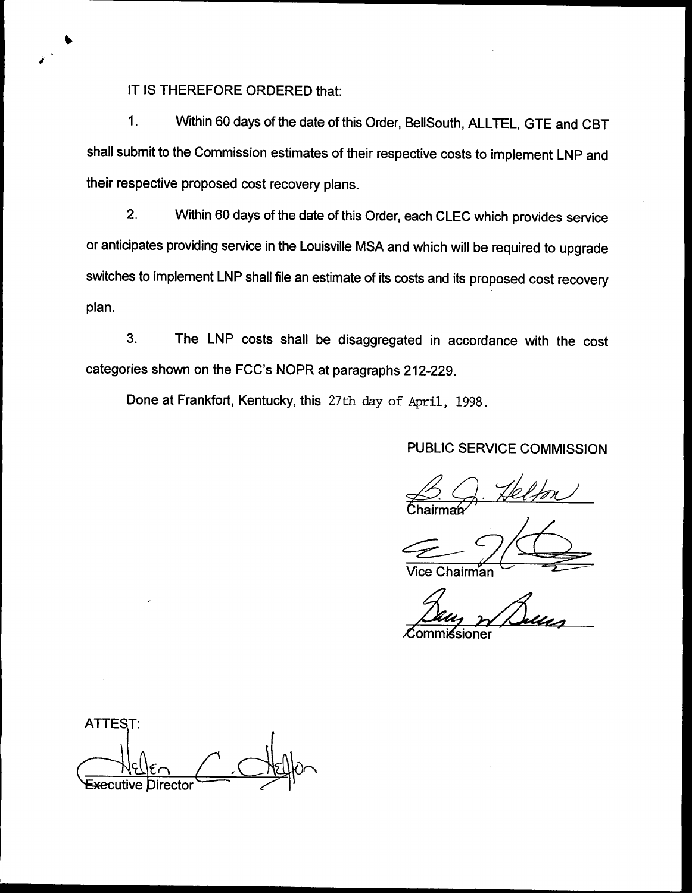IT IS THEREFORE ORDERED that:

1. Within 60 days of the date of this Order, BellSouth, ALLTEL, GTE and CBT shall submit to the Commission estimates of their respective costs to implement LNP and their respective proposed cost recovery plans.

2. Within 60 days of the date of this Order, each CLEC which provides service or anticipates providing service in the Louisville MSA and which will be required to upgrade switches to implement LNP shall file an estimate of its costs and its proposed cost recovery plan.

3. The LNP costs shall be disaggregated in accordance with the cost categories shown on the FCC's NOPR at paragraphs 212-229.

Done at Frankfort, Kentucky, this 27th day of April, 1998.

PUBLIC SERVICE COMMISSION

Chairman

Vice Chairman

Commissioner

ATTEST:

Executive Director